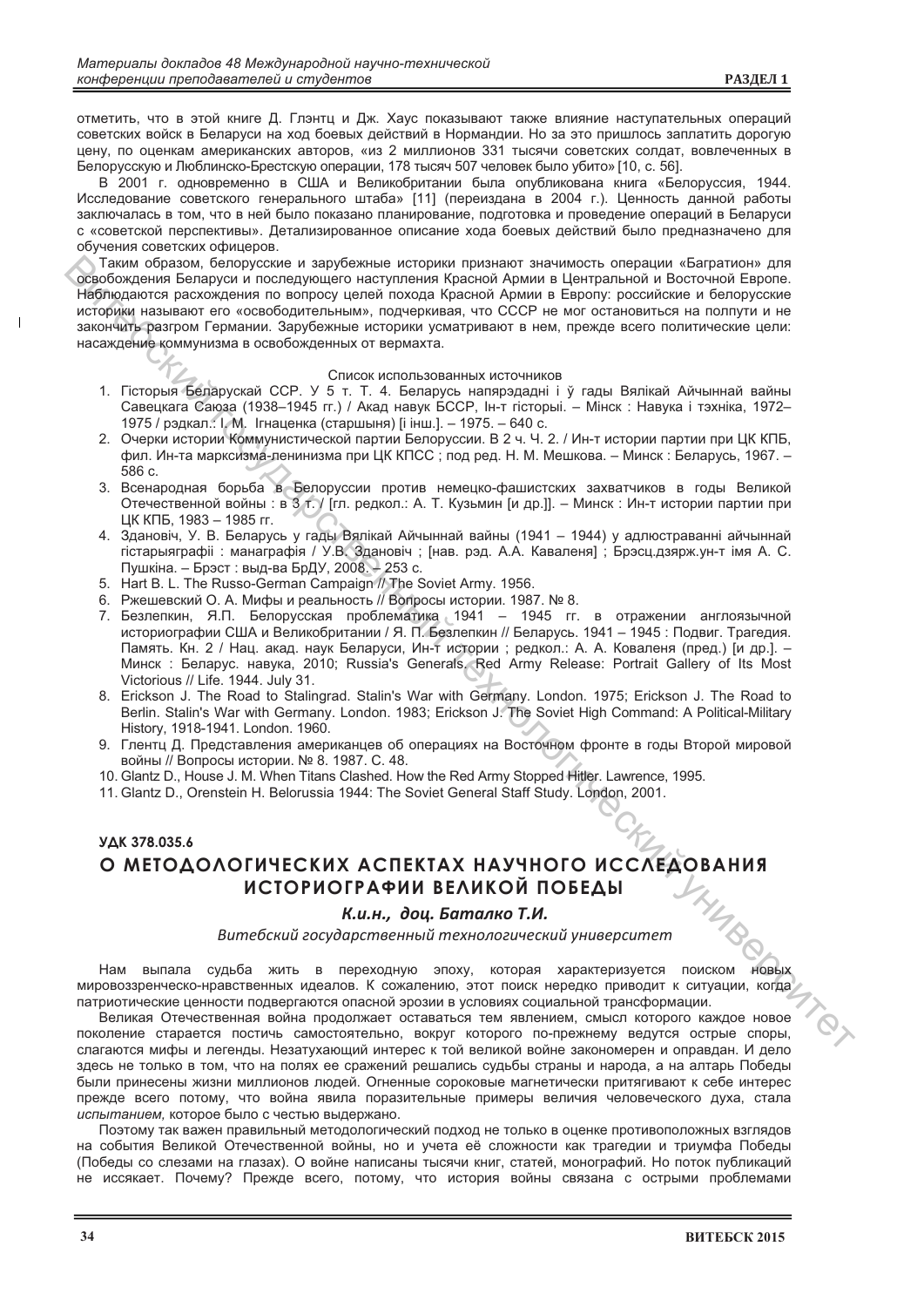отметить, что в этой книге Д. Глэнтц и Дж. Хаус показывают также влияние наступательных операций советских войск в Беларуси на ход боевых действий в Нормандии. Но за это пришлось заплатить дорогую цену, по оценкам американских авторов, «из 2 миллионов 331 тысячи советских солдат, вовлеченных в Белорусскую и Люблинско-Брестскую операции, 178 тысяч 507 человек было убито» [10, с. 56].

В 2001 г. одновременно в США и Великобритании была опубликована книга «Белоруссия, 1944. Исследование советского генерального штаба» [11] (переиздана в 2004 г.). Ценность данной работы заключалась в том, что в ней было показано планирование, подготовка и проведение операций в Беларуси с «советской перспективы». Детализированное описание хода боевых действий было предназначено для обучения советских офицеров.

Таким образом, белорусские и зарубежные историки признают значимость операции «Багратион» для освобождения Беларуси и последующего наступления Красной Армии в Центральной и Восточной Европе. Наблюдаются расхождения по вопросу целей похода Красной Армии в Европу: российские и белорусские историки называют его «освободительным», подчеркивая, что СССР не мог остановиться на полпути и не закончить разгром Германии. Зарубежные историки усматривают в нем, прежде всего политические цели: насаждение коммунизма в освобожденных от вермахта.

Список использованных источников

1. Гісторыя Беларускай ССР. У 5 т. Т. 4. Беларусь напярэдадні і ў гады Вялікай Айчыннай вайны Савецкага Саюза (1938–1945 гг.) / Акад навук БССР, Ін-т гісторыі. – Мінск : Навука і тэхніка, 1972–1975 / рэдкал.: І. М. Ігнаценка (старшыня) [і інш.]. – 1975. – 640 с.
2. Очерки истории Коммунистической партии Белоруссии. В 2 ч. Ч. 2. / Ин-т истории партии при ЦК КПБ, фил. Ин-та марксизма-ленинизма при ЦК КПСС ; под ред. Н. М. Мешкова. – Минск : Беларусь, 1967. – 586 с.
3. Всенародная борьба в Белоруссии против немецко-фашистских захватчиков в годы Великой Отечественной войны : в 3 т. / [гл. редкол.: А. Т. Кузьмин [и др.]]. – Минск : Ин-т истории партии при ЦК КПБ, 1983 – 1985 гг.
4. Здановіч, У. В. Беларусь у гады Вялікай Айчыннай вайны (1941 – 1944) у адлюстраванні айчыннай гістарыяграфіі : манаграфія / У.В. Здановіч ; [нав. рэд. А.А. Каваленя] ; Брэсц.дзярж.ун-т імя А. С. Пушкіна. – Брэст : выд-ва БрДУ, 2008. – 253 с.
5. Hart B. L. The Russo-German Campaign // The Soviet Army. 1956.
6. Ржешевский О. А. Мифы и реальность // Вопросы истории. 1987. № 8.
7. Безлепкин, Я.П. Белорусская проблематика 1941 – 1945 гг. в отражении англоязычной историографии США и Великобритании / Я. П. Безлепкин // Беларусь. 1941 – 1945 : Подвиг. Трагедия. Память. Кн. 2 / Нац. акад. наук Беларуси, Ин-т истории ; редкол.: А. А. Коваленя (пред.) [и др.]. – Минск : Беларус. навука, 2010; Russia's Generals. Red Army Release: Portrait Gallery of Its Most Victorious // Life. 1944. July 31.
8. Erickson J. The Road to Stalingrad. Stalin's War with Germany. London. 1975; Erickson J. The Road to Berlin. Stalin's War with Germany. London. 1983; Erickson J. The Soviet High Command: A Political-Military History, 1918-1941. London. 1960.
9. Глентц Д. Представления американцев об операциях на Восточном фронте в годы Второй мировой войны // Вопросы истории. № 8. 1987. С. 48.
10. Glantz D., House J. M. When Titans Clashed. How the Red Army Stopped Hitler. Lawrence, 1995.
11. Glantz D., Orenstein H. Belorussia 1944: The Soviet General Staff Study. London, 2001.

**УДК 378.035.6**

# О МЕТОДОЛОГИЧЕСКИХ АСПЕКТАХ НАУЧНОГО ИССЛЕДОВАНИЯ ИСТОРИОГРАФИИ ВЕЛИКОЙ ПОБЕДЫ

***К.и.н., доц. Баталко Т.И.***

*Витебский государственный технологический университет*

Нам выпала судьба жить в переходную эпоху, которая характеризуется поиском новых мировоззренческо-нравственных идеалов. К сожалению, этот поиск нередко приводит к ситуации, когда патриотические ценности подвергаются опасной эрозии в условиях социальной трансформации.

Великая Отечественная война продолжает оставаться тем явлением, смысл которого каждое новое поколение старается постичь самостоятельно, вокруг которого по-прежнему ведутся острые споры, слагаются мифы и легенды. Незатухающий интерес к той великой войне закономерен и оправдан. И дело здесь не только в том, что на полях ее сражений решались судьбы страны и народа, а на алтарь Победы были принесены жизни миллионов людей. Огненные сороковые магнетически притягивают к себе интерес прежде всего потому, что война явила поразительные примеры величия человеческого духа, стала *испытанием,* которое было с честью выдержано.

Поэтому так важен правильный методологический подход не только в оценке противоположных взглядов на события Великой Отечественной войны, но и учета её сложности как трагедии и триумфа Победы (Победы со слезами на глазах). О войне написаны тысячи книг, статей, монографий. Но поток публикаций не иссякает. Почему? Прежде всего, потому, что история войны связана с острыми проблемами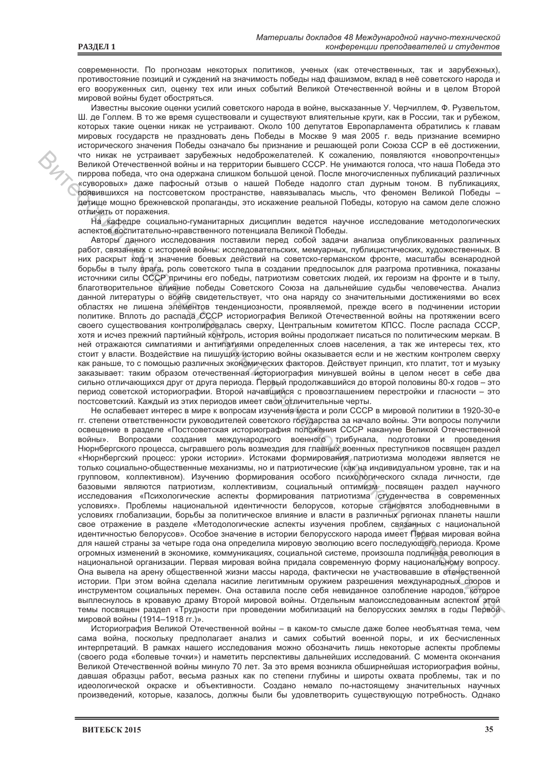современности. По прогнозам некоторых политиков, ученых (как отечественных, так и зарубежных), противостояние позиций и суждений на значимость победы над фашизмом, вклад в неё советского народа и его вооруженных сил, оценку тех или иных событий Великой Отечественной войны и в целом Второй мировой войны будет обостряться.

Известны высокие оценки усилий советского народа в войне, высказанные У. Черчиллем, Ф. Рузвельтом, Ш. де Голлем. В то же время существовали и существуют влиятельные круги, как в России, так и рубежом, которых такие оценки никак не устраивают. Около 100 депутатов Европарламента обратились к главам мировых государств не праздновать день Победы в Москве 9 мая 2005 г. ведь признание всемирно исторического значения Победы означало бы признание и решающей роли Союза ССР в её достижении, что никак не устраивает зарубежных недоброжелателей. К сожалению, появляются «новопрочтенцы» Великой Отечественной войны и на территории бывшего СССР. Не унимаются голоса, что наша Победа это пиррова победа, что она одержана слишком большой ценой. После многочисленных публикаций различных «суворовых» даже пафосный отзыв о нашей Победе надолго стал дурным тоном. В публикациях, появившихся на постсоветском пространстве, навязывалась мысль, что феномен Великой Победы – детище мощно брежневской пропаганды, это искажение реальной Победы, которую на самом деле сложно отличить от поражения.

На кафедре социально-гуманитарных дисциплин ведется научное исследование методологических аспектов воспитательно-нравственного потенциала Великой Победы.

Авторы данного исследования поставили перед собой задачи анализа опубликованных различных работ, связанных с историей войны: исследовательских, мемуарных, публицистических, художественных. В них раскрыт код и значение боевых действий на советско-германском фронте, масштабы всенародной борьбы в тылу врага, роль советского тыла в создании предпосылок для разгрома противника, показаны источники силы СССР причины его победы, патриотизм советских людей, их героизм на фронте и в тылу, благотворительное влияние победы Советского Союза на дальнейшие судьбы человечества. Анализ данной литературы о войне свидетельствует, что она наряду со значительными достижениями во всех областях не лишена элементов тенденциозности, проявляемой, прежде всего в подчинении истории политике. Вплоть до распада СССР историография Великой Отечественной войны на протяжении всего своего существования контролировалась сверху, Центральным комитетом КПСС. После распада СССР, хотя и исчез прежний партийный контроль, история войны продолжает писаться по политическим меркам. В ней отражаются симпатиями и антипатиями определенных слоев населения, а так же интересы тех, кто стоит у власти. Воздействие на пишущих историю войны оказывается если и не жестким контролем сверху как раньше, то с помощью различных экономических факторов. Действует принцип, кто платит, тот и музыку заказывает: таким образом отечественная историография минувшей войны в целом несет в себе два сильно отличающихся друг от друга периода. Первый продолжавшийся до второй половины 80-х годов – это период советской историографии. Второй начавшийся с провозглашением перестройки и гласности – это постсоветский. Каждый из этих периодов имеет свои отличительные черты.

Не ослабевает интерес в мире к вопросам изучения места и роли СССР в мировой политики в 1920-30-е гг. степени ответственности руководителей советского государства за начало войны. Эти вопросы получили освещение в разделе «Постсоветская историография положения СССР накануне Великой Отечественной войны». Вопросами создания международного военного трибунала, подготовки и проведения Нюрнбергского процесса, сыгравшего роль возмездия для главных военных преступников посвящен раздел «Нюрнбергский процесс: уроки истории». Истоками формирования патриотизма молодежи является не только социально-общественные механизмы, но и патриотические (как на индивидуальном уровне, так и на групповом, коллективном). Изучению формирования особого психологического склада личности, где базовыми являются патриотизм, коллективизм, социальный оптимизм посвящен раздел научного исследования «Психологические аспекты формирования патриотизма студенчества в современных условиях». Проблемы национальной идентичности белорусов, которые становятся злободневными в условиях глобализации, борьбы за политическое влияние и власти в различных регионах планеты нашли свое отражение в разделе «Методологические аспекты изучения проблем, связанных с национальной идентичностью белорусов». Особое значение в истории белорусского народа имеет Первая мировая война для нашей страны за четыре года она определила мировую эволюцию всего последующего периода. Кроме огромных изменений в экономике, коммуникациях, социальной системе, произошла подлинная революция в национальной организации. Первая мировая война придала современную форму национальному вопросу. Она вывела на арену общественной жизни массы народа, фактически не участвовавшие в отечественной истории. При этом война сделала насилие легитимным оружием разрешения международных споров и инструментом социальных перемен. Она оставила после себя невиданное озлобление народов, которое выплеснулось в кровавую драму Второй мировой войны. Отдельным малоисследованным аспектом этой темы посвящен раздел «Трудности при проведении мобилизаций на белорусских землях в годы Первой мировой войны (1914–1918 гг.)».

Историография Великой Отечественной войны – в каком-то смысле даже более необъятная тема, чем сама война, поскольку предполагает анализ и самих событий военной поры, и их бесчисленных интерпретаций. В рамках нашего исследования можно обозначить лишь некоторые аспекты проблемы (своего рода «болевые точки») и наметить перспективы дальнейших исследований. С момента окончания Великой Отечественной войны минуло 70 лет. За это время возникла обширнейшая историография войны, давшая образцы работ, весьма разных как по степени глубины и широты охвата проблемы, так и по идеологической окраске и объективности. Создано немало по-настоящему значительных научных произведений, которые, казалось, должны были бы удовлетворить существующую потребность. Однако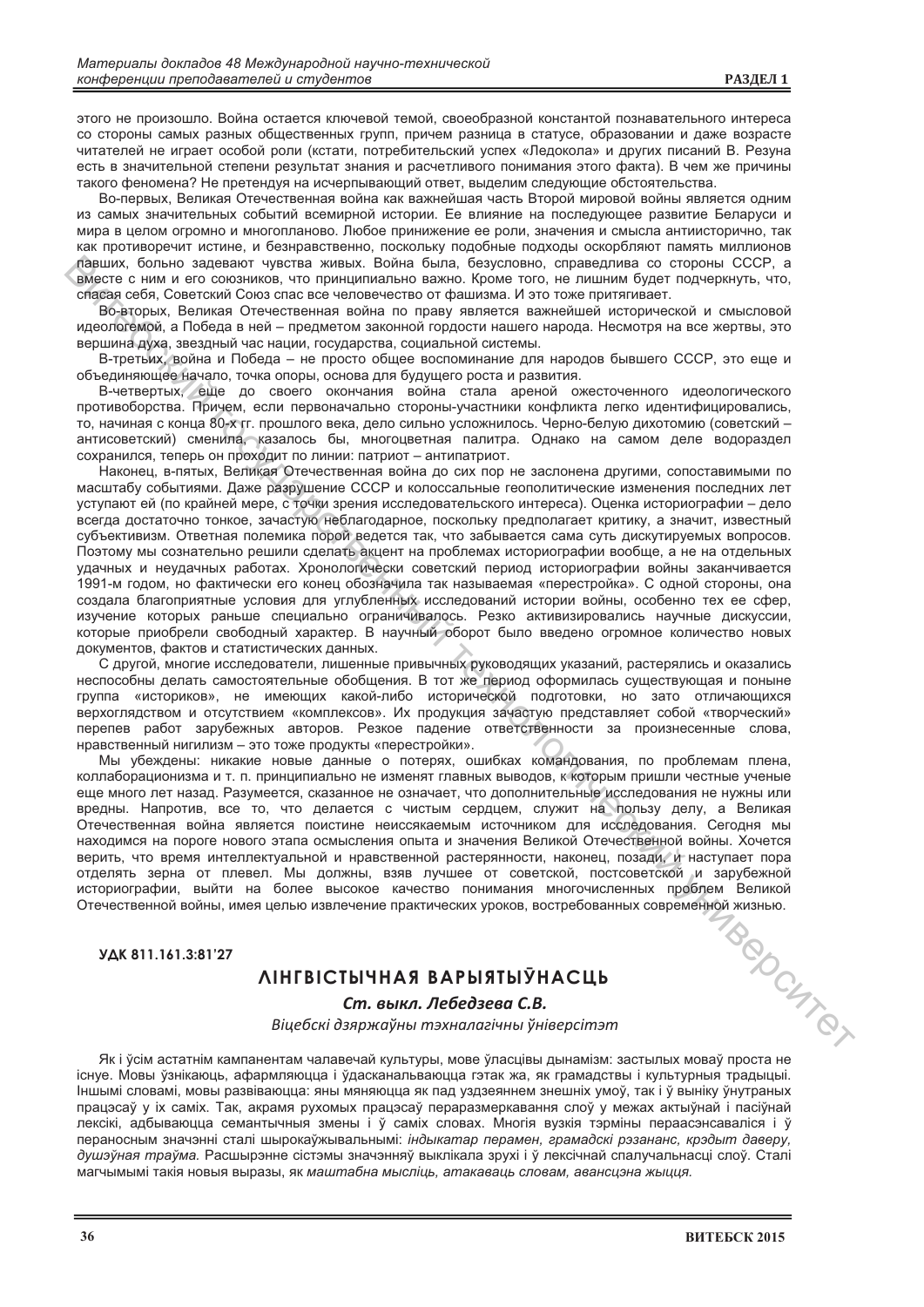этого не произошло. Война остается ключевой темой, своеобразной константой познавательного интереса со стороны самых разных общественных групп, причем разница в статусе, образовании и даже возрасте читателей не играет особой роли (кстати, потребительский успех «Ледокола» и других писаний В. Резуна есть в значительной степени результат знания и расчетливого понимания этого факта). В чем же причины такого феномена? Не претендуя на исчерпывающий ответ, выделим следующие обстоятельства.

Во-первых, Великая Отечественная война как важнейшая часть Второй мировой войны является одним из самых значительных событий всемирной истории. Ее влияние на последующее развитие Беларуси и мира в целом огромно и многопланово. Любое принижение ее роли, значения и смысла антиисторично, так как противоречит истине, и безнравственно, поскольку подобные подходы оскорбляют память миллионов павших, больно задевают чувства живых. Война была, безусловно, справедлива со стороны СССР, а вместе с ним и его союзников, что принципиально важно. Кроме того, не лишним будет подчеркнуть, что, спасая себя, Советский Союз спас все человечество от фашизма. И это тоже притягивает.

Во-вторых, Великая Отечественная война по праву является важнейшей исторической и смысловой идеологемой, а Победа в ней – предметом законной гордости нашего народа. Несмотря на все жертвы, это вершина духа, звездный час нации, государства, социальной системы.

В-третьих, война и Победа – не просто общее воспоминание для народов бывшего СССР, это еще и объединяющее начало, точка опоры, основа для будущего роста и развития.

В-четвертых, еще до своего окончания война стала ареной ожесточенного идеологического противоборства. Причем, если первоначально стороны-участники конфликта легко идентифицировались, то, начиная с конца 80-х гг. прошлого века, дело сильно усложнилось. Черно-белую дихотомию (советский – антисоветский) сменила, казалось бы, многоцветная палитра. Однако на самом деле водораздел сохранился, теперь он проходит по линии: патриот – антипатриот.

Наконец, в-пятых, Великая Отечественная война до сих пор не заслонена другими, сопоставимыми по масштабу событиями. Даже разрушение СССР и колоссальные геополитические изменения последних лет уступают ей (по крайней мере, с точки зрения исследовательского интереса). Оценка историографии – дело всегда достаточно тонкое, зачастую неблагодарное, поскольку предполагает критику, а значит, известный субъективизм. Ответная полемика порой ведется так, что забывается сама суть дискутируемых вопросов. Поэтому мы сознательно решили сделать акцент на проблемах историографии вообще, а не на отдельных удачных и неудачных работах. Хронологически советский период историографии войны заканчивается 1991-м годом, но фактически его конец обозначила так называемая «перестройка». С одной стороны, она создала благоприятные условия для углубленных исследований истории войны, особенно тех ее сфер, изучение которых раньше специально ограничивалось. Резко активизировались научные дискуссии, которые приобрели свободный характер. В научный оборот было введено огромное количество новых документов, фактов и статистических данных.

С другой, многие исследователи, лишенные привычных руководящих указаний, растерялись и оказались неспособны делать самостоятельные обобщения. В тот же период оформилась существующая и поныне группа «историков», не имеющих какой-либо исторической подготовки, но зато отличающихся верхоглядством и отсутствием «комплексов». Их продукция зачастую представляет собой «творческий» перепев работ зарубежных авторов. Резкое падение ответственности за произнесенные слова, нравственный нигилизм – это тоже продукты «перестройки».

Мы убеждены: никакие новые данные о потерях, ошибках командования, по проблемам плена, коллаборационизма и т. п. принципиально не изменят главных выводов, к которым пришли честные ученые еще много лет назад. Разумеется, сказанное не означает, что дополнительные исследования не нужны или вредны. Напротив, все то, что делается с чистым сердцем, служит на пользу делу, а Великая Отечественная война является поистине неиссякаемым источником для исследования. Сегодня мы находимся на пороге нового этапа осмысления опыта и значения Великой Отечественной войны. Хочется верить, что время интеллектуальной и нравственной растерянности, наконец, позади, и наступает пора отделять зерна от плевел. Мы должны, взяв лучшее от советской, постсоветской и зарубежной историографии, выйти на более высокое качество понимания многочисленных проблем Великой Отечественной войны, имея целью извлечение практических уроков, востребованных современной жизнью.

**УДК 811.161.3:81'27**

## ЛІНГВІСТЫЧНАЯ ВАРЫЯТЫЎНАСЦЬ

***Ст. выкл. Лебедзева С.В.***

*Віцебскі дзяржаўны тэхналагічны ўніверсітэт*

Як і ўсім астатнім кампанентам чалавечай культуры, мове ўласцівы дынамізм: застылых моваў проста не існуе. Мовы ўзнікаюць, афармляюцца і ўдасканальваюцца гэтак жа, як грамадствы і культурныя традыцыі. Іншымі словамі, мовы развіваюцца: яны мяняюцца як пад уздзеяннем знешніх умоў, так і ў выніку ўнутраных працэсаў у іх саміх. Так, акрамя рухомых працэсаў packразмеркавання слоў у межах актыўнай і пасіўнай лексікі, адбываюцца семантычныя змены і ў саміх словах. Многія вузкія тэрміны пераасэнсаваліся і ў пераносным значэнні сталі шырокаўжывальнымі: *індыкатар перамен, грамадскі рэзананс, крэдыт даверу, душэўная траўма.* Расшырэнне сістэмы значэнняў выклікала зрухі і ў лексічнай спалучальнасці слоў. Сталі магчымымі такія новыя выразы, як *маштабна мысліць, атакаваць словам, авансцэна жыцця.*